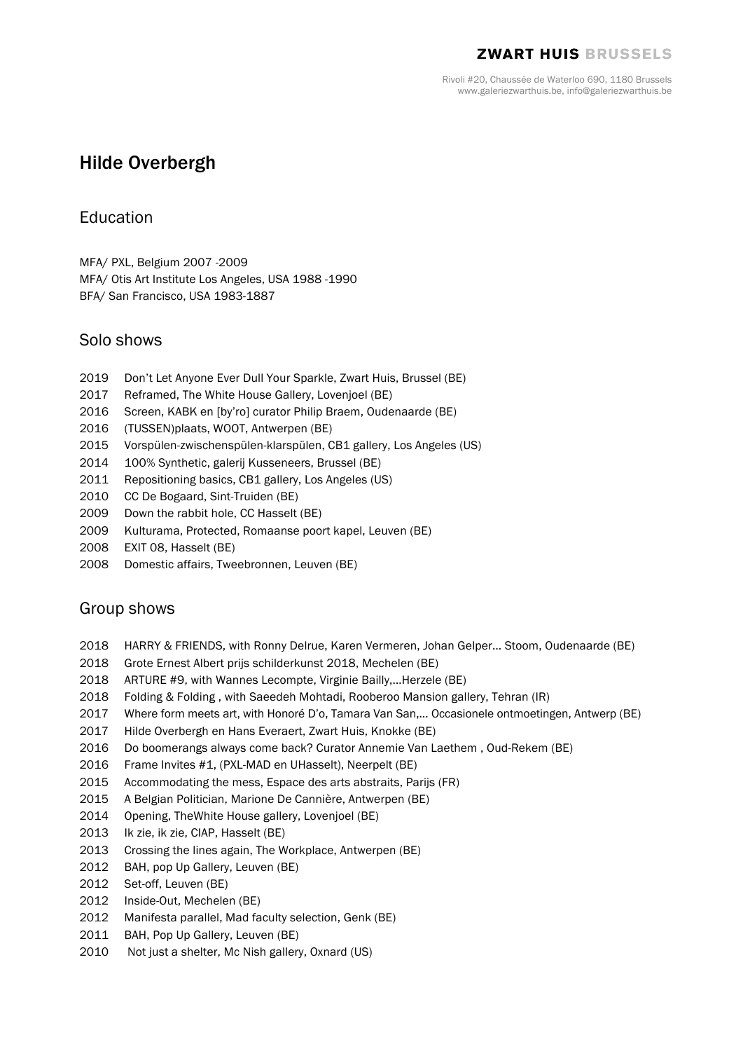**ZWART HUIS BRUSSELS**

Rivoli #20, Chaussée de Waterloo 690, 1180 Brussels
www.galeriezwarthuis.be, info@galeriezwarthuis.be

# Hilde Overbergh

## Education

MFA/ PXL, Belgium 2007 -2009
MFA/ Otis Art Institute Los Angeles, USA 1988 -1990
BFA/ San Francisco, USA 1983-1887

## Solo shows

2019 Don't Let Anyone Ever Dull Your Sparkle, Zwart Huis, Brussel (BE)
2017 Reframed, The White House Gallery, Lovenjoel (BE)
2016 Screen, KABK en [by'ro] curator Philip Braem, Oudenaarde (BE)
2016 (TUSSEN)plaats, WOOT, Antwerpen (BE)
2015 Vorspülen-zwischenspülen-klarspülen, CB1 gallery, Los Angeles (US)
2014 100% Synthetic, galerij Kusseneers, Brussel (BE)
2011 Repositioning basics, CB1 gallery, Los Angeles (US)
2010 CC De Bogaard, Sint-Truiden (BE)
2009 Down the rabbit hole, CC Hasselt (BE)
2009 Kulturama, Protected, Romaanse poort kapel, Leuven (BE)
2008 EXIT 08, Hasselt (BE)
2008 Domestic affairs, Tweebronnen, Leuven (BE)

## Group shows

2018 HARRY & FRIENDS, with Ronny Delrue, Karen Vermeren, Johan Gelper... Stoom, Oudenaarde (BE)
2018 Grote Ernest Albert prijs schilderkunst 2018, Mechelen (BE)
2018 ARTURE #9, with Wannes Lecompte, Virginie Bailly,...Herzele (BE)
2018 Folding & Folding , with Saeedeh Mohtadi, Rooberoo Mansion gallery, Tehran (IR)
2017 Where form meets art, with Honoré D'o, Tamara Van San,... Occasionele ontmoetingen, Antwerp (BE)
2017 Hilde Overbergh en Hans Everaert, Zwart Huis, Knokke (BE)
2016 Do boomerangs always come back? Curator Annemie Van Laethem , Oud-Rekem (BE)
2016 Frame Invites #1, (PXL-MAD en UHasselt), Neerpelt (BE)
2015 Accommodating the mess, Espace des arts abstraits, Parijs (FR)
2015 A Belgian Politician, Marione De Cannière, Antwerpen (BE)
2014 Opening, TheWhite House gallery, Lovenjoel (BE)
2013 Ik zie, ik zie, CIAP, Hasselt (BE)
2013 Crossing the lines again, The Workplace, Antwerpen (BE)
2012 BAH, pop Up Gallery, Leuven (BE)
2012 Set-off, Leuven (BE)
2012 Inside-Out, Mechelen (BE)
2012 Manifesta parallel, Mad faculty selection, Genk (BE)
2011 BAH, Pop Up Gallery, Leuven (BE)
2010 Not just a shelter, Mc Nish gallery, Oxnard (US)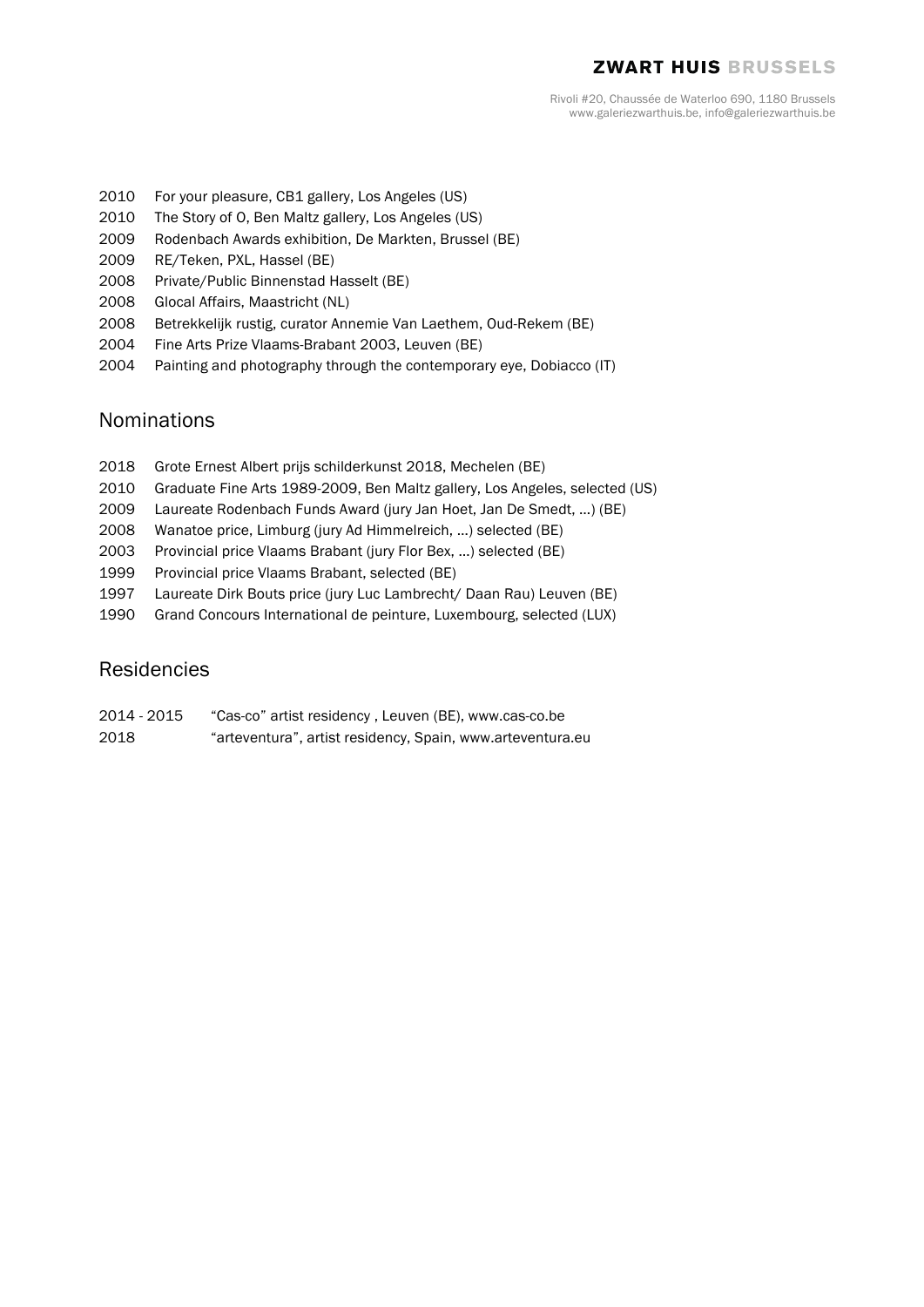2010 For your pleasure, CB1 gallery, Los Angeles (US)
2010 The Story of O, Ben Maltz gallery, Los Angeles (US)
2009 Rodenbach Awards exhibition, De Markten, Brussel (BE)
2009 RE/Teken, PXL, Hassel (BE)
2008 Private/Public Binnenstad Hasselt (BE)
2008 Glocal Affairs, Maastricht (NL)
2008 Betrekkelijk rustig, curator Annemie Van Laethem, Oud-Rekem (BE)
2004 Fine Arts Prize Vlaams-Brabant 2003, Leuven (BE)
2004 Painting and photography through the contemporary eye, Dobiacco (IT)

## Nominations

2018 Grote Ernest Albert prijs schilderkunst 2018, Mechelen (BE)
2010 Graduate Fine Arts 1989-2009, Ben Maltz gallery, Los Angeles, selected (US)
2009 Laureate Rodenbach Funds Award (jury Jan Hoet, Jan De Smedt, …) (BE)
2008 Wanatoe price, Limburg (jury Ad Himmelreich, …) selected (BE)
2003 Provincial price Vlaams Brabant (jury Flor Bex, …) selected (BE)
1999 Provincial price Vlaams Brabant, selected (BE)
1997 Laureate Dirk Bouts price (jury Luc Lambrecht/ Daan Rau) Leuven (BE)
1990 Grand Concours International de peinture, Luxembourg, selected (LUX)

## Residencies

2014 - 2015 "Cas-co" artist residency , Leuven (BE), www.cas-co.be
2018 "arteventura", artist residency, Spain, www.arteventura.eu